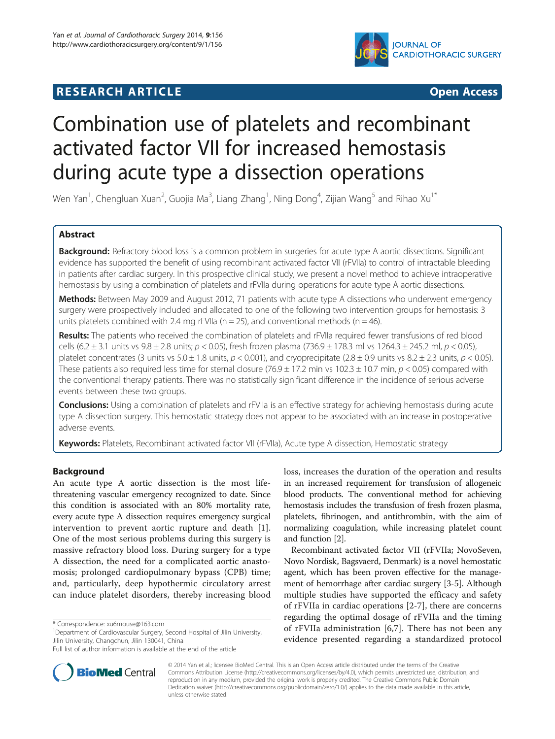# Combination use of platelets and recombinant activated factor VII for increased hemostasis during acute type a dissection operations

Wen Yan[1], Chengluan Xuan[2], Guojia Ma[3], Liang Zhang[1], Ning Dong[4], Zijian Wang[5] and Rihao Xu[1*]

## Abstract

**Background:** Refractory blood loss is a common problem in surgeries for acute type A aortic dissections. Significant evidence has supported the benefit of using recombinant activated factor VII (rFVIIa) to control of intractable bleeding in patients after cardiac surgery. In this prospective clinical study, we present a novel method to achieve intraoperative hemostasis by using a combination of platelets and rFVIIa during operations for acute type A aortic dissections.

**Methods:** Between May 2009 and August 2012, 71 patients with acute type A dissections who underwent emergency surgery were prospectively included and allocated to one of the following two intervention groups for hemostasis: 3 units platelets combined with 2.4 mg rFVIIa (n = 25), and conventional methods (n = 46).

**Results:** The patients who received the combination of platelets and rFVIIa required fewer transfusions of red blood cells (6.2 ± 3.1 units vs 9.8 ± 2.8 units; $p < 0.05$), fresh frozen plasma (736.9 ± 178.3 ml vs 1264.3 ± 245.2 ml, $p < 0.05$), platelet concentrates (3 units vs 5.0 ± 1.8 units, $p < 0.001$), and cryoprecipitate (2.8 ± 0.9 units vs 8.2 ± 2.3 units, $p < 0.05$). These patients also required less time for sternal closure (76.9 ± 17.2 min vs 102.3 ± 10.7 min, $p < 0.05$) compared with the conventional therapy patients. There was no statistically significant difference in the incidence of serious adverse events between these two groups.

**Conclusions:** Using a combination of platelets and rFVIIa is an effective strategy for achieving hemostasis during acute type A dissection surgery. This hemostatic strategy does not appear to be associated with an increase in postoperative adverse events.

**Keywords:** Platelets, Recombinant activated factor VII (rFVIIa), Acute type A dissection, Hemostatic strategy

## Background

An acute type A aortic dissection is the most life-threatening vascular emergency recognized to date. Since this condition is associated with an 80% mortality rate, every acute type A dissection requires emergency surgical intervention to prevent aortic rupture and death [1]. One of the most serious problems during this surgery is massive refractory blood loss. During surgery for a type A dissection, the need for a complicated aortic anastomosis; prolonged cardiopulmonary bypass (CPB) time; and, particularly, deep hypothermic circulatory arrest can induce platelet disorders, thereby increasing blood loss, increases the duration of the operation and results in an increased requirement for transfusion of allogeneic blood products. The conventional method for achieving hemostasis includes the transfusion of fresh frozen plasma, platelets, fibrinogen, and antithrombin, with the aim of normalizing coagulation, while increasing platelet count and function [2].

Recombinant activated factor VII (rFVIIa; NovoSeven, Novo Nordisk, Bagsvaerd, Denmark) is a novel hemostatic agent, which has been proven effective for the management of hemorrhage after cardiac surgery [3-5]. Although multiple studies have supported the efficacy and safety of rFVIIa in cardiac operations [2-7], there are concerns regarding the optimal dosage of rFVIIa and the timing of rFVIIa administration [6,7]. There has not been any evidence presented regarding a standardized protocol

\* Correspondence: xu6mouse@163.com
[1]Department of Cardiovascular Surgery, Second Hospital of Jilin University, Jilin University, Changchun, Jilin 130041, China
Full list of author information is available at the end of the article

© 2014 Yan et al.; licensee BioMed Central. This is an Open Access article distributed under the terms of the Creative Commons Attribution License (http://creativecommons.org/licenses/by/4.0), which permits unrestricted use, distribution, and reproduction in any medium, provided the original work is properly credited. The Creative Commons Public Domain Dedication waiver (http://creativecommons.org/publicdomain/zero/1.0/) applies to the data made available in this article, unless otherwise stated.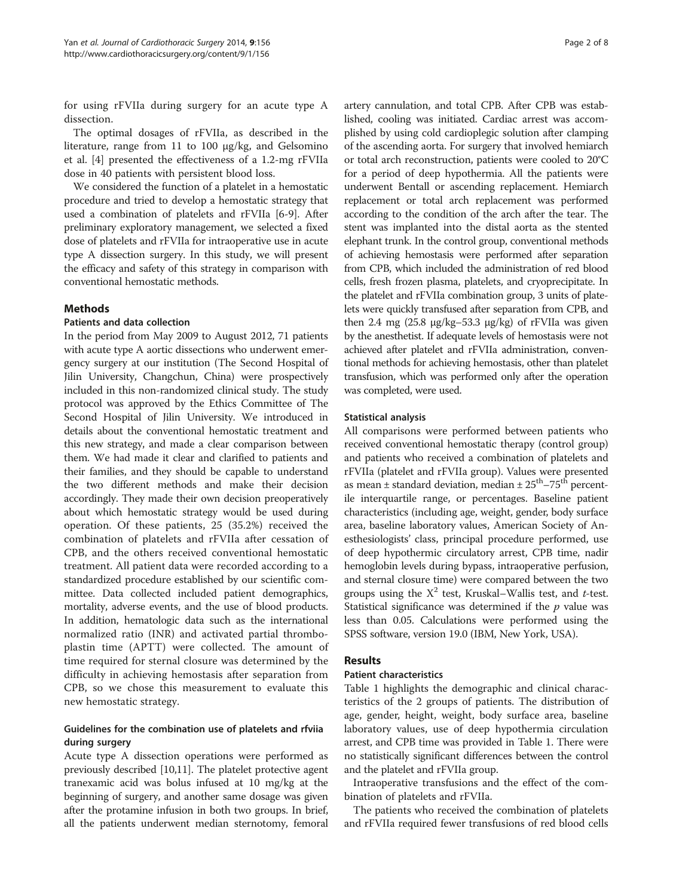for using rFVIIa during surgery for an acute type A dissection.

The optimal dosages of rFVIIa, as described in the literature, range from 11 to 100 μg/kg, and Gelsomino et al. [4] presented the effectiveness of a 1.2-mg rFVIIa dose in 40 patients with persistent blood loss.

We considered the function of a platelet in a hemostatic procedure and tried to develop a hemostatic strategy that used a combination of platelets and rFVIIa [6-9]. After preliminary exploratory management, we selected a fixed dose of platelets and rFVIIa for intraoperative use in acute type A dissection surgery. In this study, we will present the efficacy and safety of this strategy in comparison with conventional hemostatic methods.

## Methods

### Patients and data collection

In the period from May 2009 to August 2012, 71 patients with acute type A aortic dissections who underwent emergency surgery at our institution (The Second Hospital of Jilin University, Changchun, China) were prospectively included in this non-randomized clinical study. The study protocol was approved by the Ethics Committee of The Second Hospital of Jilin University. We introduced in details about the conventional hemostatic treatment and this new strategy, and made a clear comparison between them. We had made it clear and clarified to patients and their families, and they should be capable to understand the two different methods and make their decision accordingly. They made their own decision preoperatively about which hemostatic strategy would be used during operation. Of these patients, 25 (35.2%) received the combination of platelets and rFVIIa after cessation of CPB, and the others received conventional hemostatic treatment. All patient data were recorded according to a standardized procedure established by our scientific committee. Data collected included patient demographics, mortality, adverse events, and the use of blood products. In addition, hematologic data such as the international normalized ratio (INR) and activated partial thromboplastin time (APTT) were collected. The amount of time required for sternal closure was determined by the difficulty in achieving hemostasis after separation from CPB, so we chose this measurement to evaluate this new hemostatic strategy.

### Guidelines for the combination use of platelets and rfviia during surgery

Acute type A dissection operations were performed as previously described [10,11]. The platelet protective agent tranexamic acid was bolus infused at 10 mg/kg at the beginning of surgery, and another same dosage was given after the protamine infusion in both two groups. In brief, all the patients underwent median sternotomy, femoral artery cannulation, and total CPB. After CPB was established, cooling was initiated. Cardiac arrest was accomplished by using cold cardioplegic solution after clamping of the ascending aorta. For surgery that involved hemiarch or total arch reconstruction, patients were cooled to 20°C for a period of deep hypothermia. All the patients were underwent Bentall or ascending replacement. Hemiarch replacement or total arch replacement was performed according to the condition of the arch after the tear. The stent was implanted into the distal aorta as the stented elephant trunk. In the control group, conventional methods of achieving hemostasis were performed after separation from CPB, which included the administration of red blood cells, fresh frozen plasma, platelets, and cryoprecipitate. In the platelet and rFVIIa combination group, 3 units of platelets were quickly transfused after separation from CPB, and then 2.4 mg (25.8 μg/kg–53.3 μg/kg) of rFVIIa was given by the anesthetist. If adequate levels of hemostasis were not achieved after platelet and rFVIIa administration, conventional methods for achieving hemostasis, other than platelet transfusion, which was performed only after the operation was completed, were used.

### Statistical analysis

All comparisons were performed between patients who received conventional hemostatic therapy (control group) and patients who received a combination of platelets and rFVIIa (platelet and rFVIIa group). Values were presented as mean ± standard deviation, median ± $25^{th}$–$75^{th}$ percentile interquartile range, or percentages. Baseline patient characteristics (including age, weight, gender, body surface area, baseline laboratory values, American Society of Anesthesiologists' class, principal procedure performed, use of deep hypothermic circulatory arrest, CPB time, nadir hemoglobin levels during bypass, intraoperative perfusion, and sternal closure time) were compared between the two groups using the $X^2$ test, Kruskal–Wallis test, and *t*-test. Statistical significance was determined if the *p* value was less than 0.05. Calculations were performed using the SPSS software, version 19.0 (IBM, New York, USA).

## Results

### Patient characteristics

Table 1 highlights the demographic and clinical characteristics of the 2 groups of patients. The distribution of age, gender, height, weight, body surface area, baseline laboratory values, use of deep hypothermia circulation arrest, and CPB time was provided in Table 1. There were no statistically significant differences between the control and the platelet and rFVIIa group.

Intraoperative transfusions and the effect of the combination of platelets and rFVIIa.

The patients who received the combination of platelets and rFVIIa required fewer transfusions of red blood cells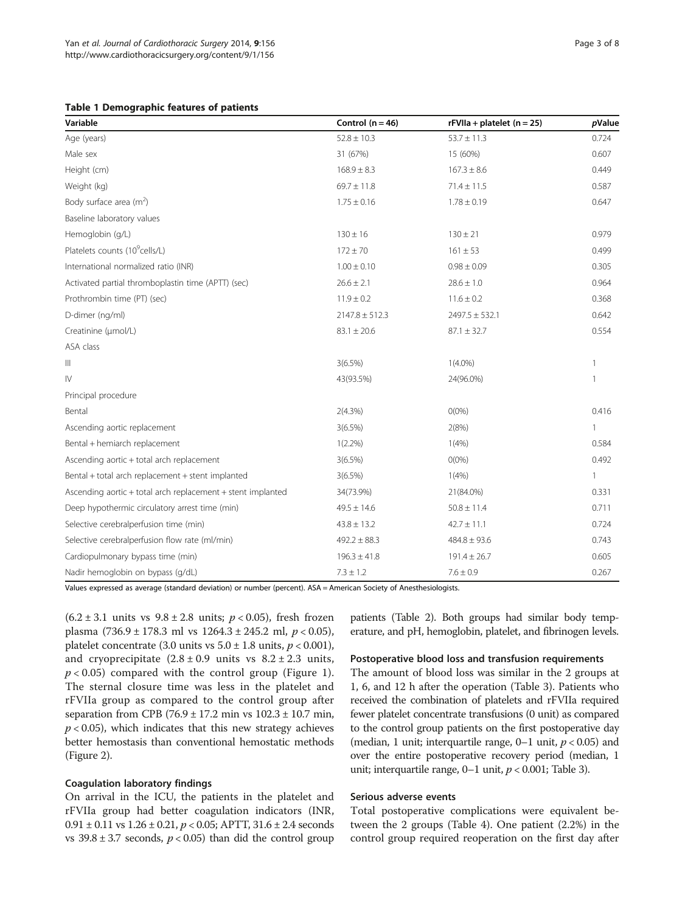**Table 1 Demographic features of patients**

| Variable | Control (n = 46) | rFVIIa + platelet (n = 25) | *p*Value |
|---|---|---|---|
| Age (years) | 52.8 ± 10.3 | 53.7 ± 11.3 | 0.724 |
| Male sex | 31 (67%) | 15 (60%) | 0.607 |
| Height (cm) | 168.9 ± 8.3 | 167.3 ± 8.6 | 0.449 |
| Weight (kg) | 69.7 ± 11.8 | 71.4 ± 11.5 | 0.587 |
| Body surface area ($m^2$) | 1.75 ± 0.16 | 1.78 ± 0.19 | 0.647 |
| Baseline laboratory values | | | |
| Hemoglobin (g/L) | 130 ± 16 | 130 ± 21 | 0.979 |
| Platelets counts ($10^9$cells/L) | 172 ± 70 | 161 ± 53 | 0.499 |
| International normalized ratio (INR) | 1.00 ± 0.10 | 0.98 ± 0.09 | 0.305 |
| Activated partial thromboplastin time (APTT) (sec) | 26.6 ± 2.1 | 28.6 ± 1.0 | 0.964 |
| Prothrombin time (PT) (sec) | 11.9 ± 0.2 | 11.6 ± 0.2 | 0.368 |
| D-dimer (ng/ml) | 2147.8 ± 512.3 | 2497.5 ± 532.1 | 0.642 |
| Creatinine (μmol/L) | 83.1 ± 20.6 | 87.1 ± 32.7 | 0.554 |
| ASA class | | | |
| III | 3(6.5%) | 1(4.0%) | 1 |
| IV | 43(93.5%) | 24(96.0%) | 1 |
| Principal procedure | | | |
| Bental | 2(4.3%) | 0(0%) | 0.416 |
| Ascending aortic replacement | 3(6.5%) | 2(8%) | 1 |
| Bental + hemiarch replacement | 1(2.2%) | 1(4%) | 0.584 |
| Ascending aortic + total arch replacement | 3(6.5%) | 0(0%) | 0.492 |
| Bental + total arch replacement + stent implanted | 3(6.5%) | 1(4%) | 1 |
| Ascending aortic + total arch replacement + stent implanted | 34(73.9%) | 21(84.0%) | 0.331 |
| Deep hypothermic circulatory arrest time (min) | 49.5 ± 14.6 | 50.8 ± 11.4 | 0.711 |
| Selective cerebralperfusion time (min) | 43.8 ± 13.2 | 42.7 ± 11.1 | 0.724 |
| Selective cerebralperfusion flow rate (ml/min) | 492.2 ± 88.3 | 484.8 ± 93.6 | 0.743 |
| Cardiopulmonary bypass time (min) | 196.3 ± 41.8 | 191.4 ± 26.7 | 0.605 |
| Nadir hemoglobin on bypass (g/dL) | 7.3 ± 1.2 | 7.6 ± 0.9 | 0.267 |

Values expressed as average (standard deviation) or number (percent). ASA = American Society of Anesthesiologists.

(6.2 ± 3.1 units vs 9.8 ± 2.8 units; $p < 0.05$), fresh frozen plasma (736.9 ± 178.3 ml vs 1264.3 ± 245.2 ml, $p < 0.05$), platelet concentrate (3.0 units vs 5.0 ± 1.8 units, $p < 0.001$), and cryoprecipitate (2.8 ± 0.9 units vs 8.2 ± 2.3 units, $p < 0.05$) compared with the control group (Figure 1). The sternal closure time was less in the platelet and rFVIIa group as compared to the control group after separation from CPB (76.9 ± 17.2 min vs 102.3 ± 10.7 min, $p < 0.05$), which indicates that this new strategy achieves better hemostasis than conventional hemostatic methods (Figure 2).

#### Coagulation laboratory findings

On arrival in the ICU, the patients in the platelet and rFVIIa group had better coagulation indicators (INR, 0.91 ± 0.11 vs 1.26 ± 0.21, $p < 0.05$; APTT, 31.6 ± 2.4 seconds vs 39.8 ± 3.7 seconds, $p < 0.05$) than did the control group patients (Table 2). Both groups had similar body temperature, and pH, hemoglobin, platelet, and fibrinogen levels.

#### Postoperative blood loss and transfusion requirements

The amount of blood loss was similar in the 2 groups at 1, 6, and 12 h after the operation (Table 3). Patients who received the combination of platelets and rFVIIa required fewer platelet concentrate transfusions (0 unit) as compared to the control group patients on the first postoperative day (median, 1 unit; interquartile range, 0–1 unit, $p < 0.05$) and over the entire postoperative recovery period (median, 1 unit; interquartile range, 0–1 unit, $p < 0.001$; Table 3).

#### Serious adverse events

Total postoperative complications were equivalent between the 2 groups (Table 4). One patient (2.2%) in the control group required reoperation on the first day after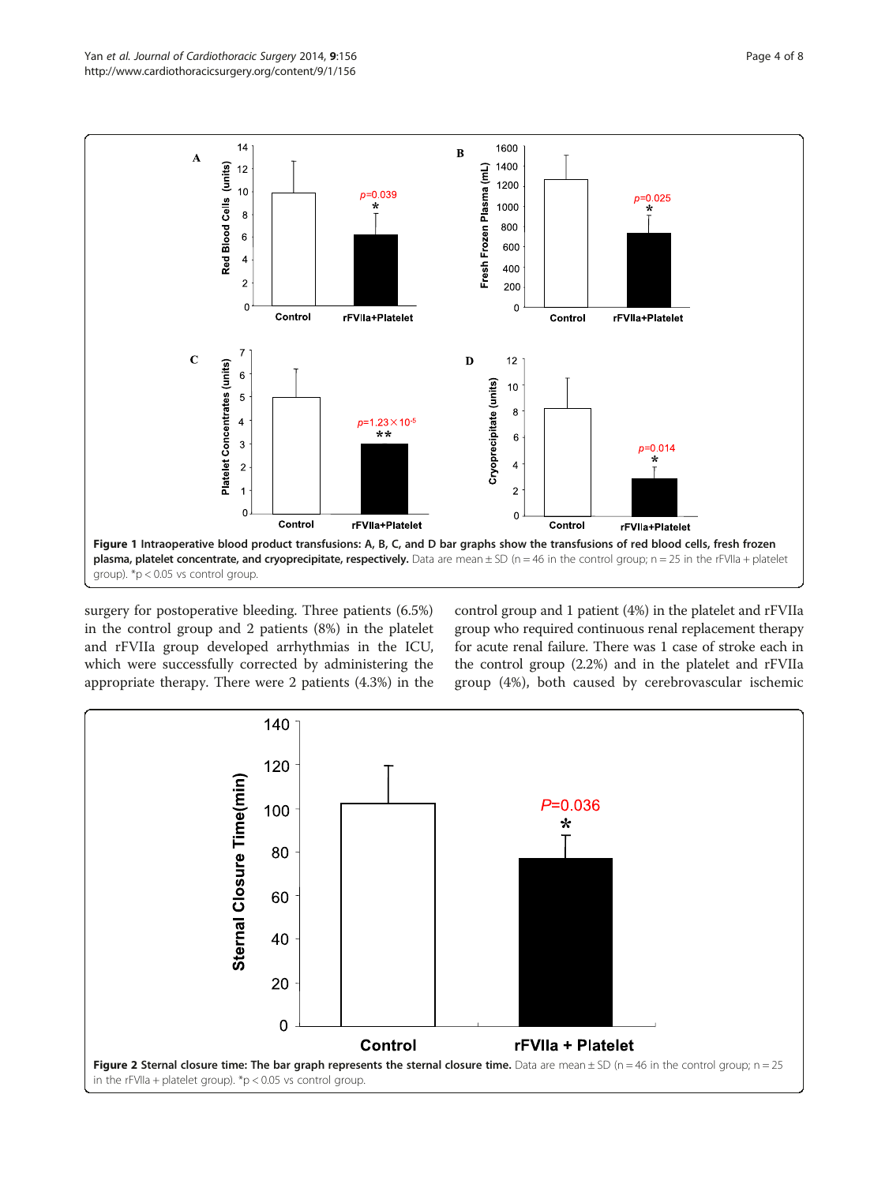**Figure 1 Intraoperative blood product transfusions: A, B, C, and D bar graphs show the transfusions of red blood cells, fresh frozen plasma, platelet concentrate, and cryoprecipitate, respectively.** Data are mean ± SD (n = 46 in the control group; n = 25 in the rFVIIa + platelet group). *p < 0.05 vs control group.

surgery for postoperative bleeding. Three patients (6.5%) in the control group and 2 patients (8%) in the platelet and rFVIIa group developed arrhythmias in the ICU, which were successfully corrected by administering the appropriate therapy. There were 2 patients (4.3%) in the control group and 1 patient (4%) in the platelet and rFVIIa group who required continuous renal replacement therapy for acute renal failure. There was 1 case of stroke each in the control group (2.2%) and in the platelet and rFVIIa group (4%), both caused by cerebrovascular ischemic

**Figure 2 Sternal closure time: The bar graph represents the sternal closure time.** Data are mean ± SD (n = 46 in the control group; n = 25 in the rFVIIa + platelet group). *p < 0.05 vs control group.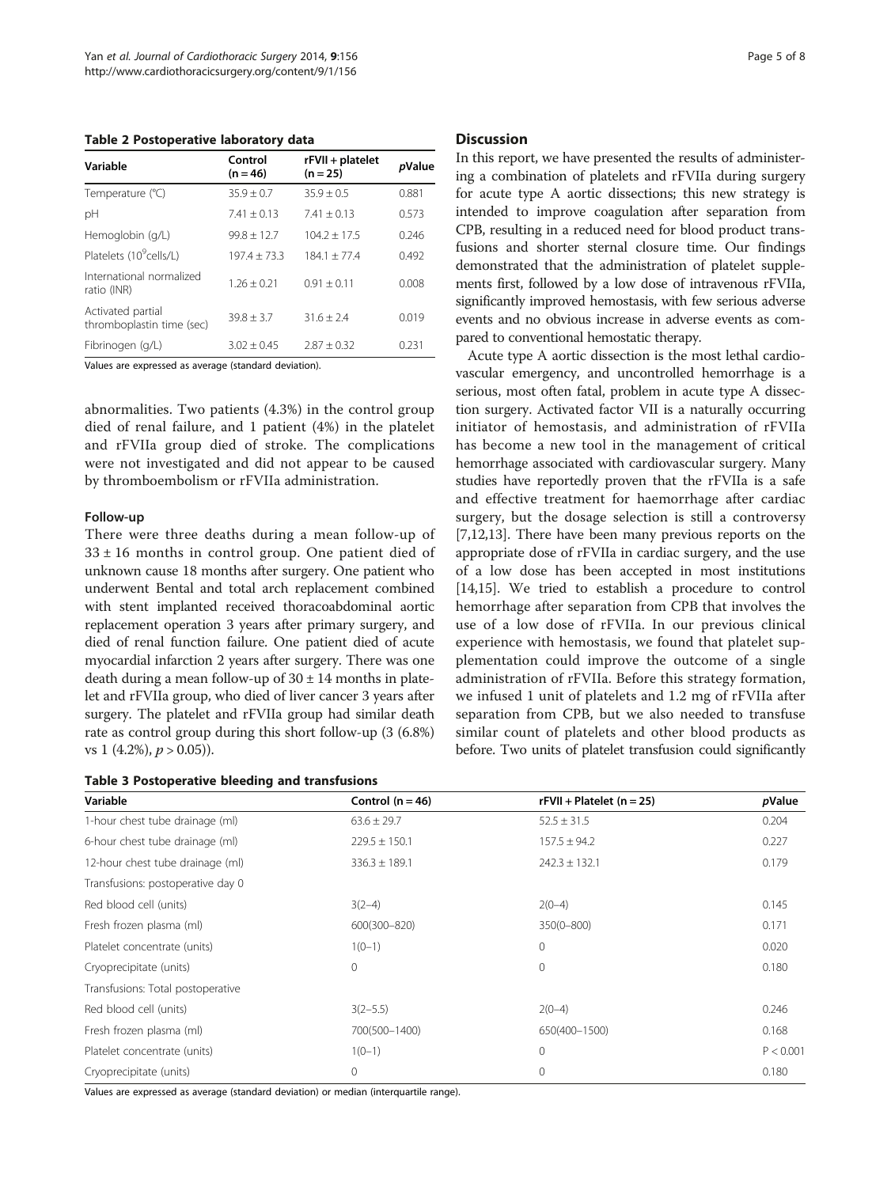**Table 2 Postoperative laboratory data**

| Variable | Control (n = 46) | rFVII + platelet (n = 25) | *p*Value |
|---|---|---|---|
| Temperature (°C) | 35.9 ± 0.7 | 35.9 ± 0.5 | 0.881 |
| pH | 7.41 ± 0.13 | 7.41 ± 0.13 | 0.573 |
| Hemoglobin (g/L) | 99.8 ± 12.7 | 104.2 ± 17.5 | 0.246 |
| Platelets ($10^9$cells/L) | 197.4 ± 73.3 | 184.1 ± 77.4 | 0.492 |
| International normalized ratio (INR) | 1.26 ± 0.21 | 0.91 ± 0.11 | 0.008 |
| Activated partial thromboplastin time (sec) | 39.8 ± 3.7 | 31.6 ± 2.4 | 0.019 |
| Fibrinogen (g/L) | 3.02 ± 0.45 | 2.87 ± 0.32 | 0.231 |

Values are expressed as average (standard deviation).

abnormalities. Two patients (4.3%) in the control group died of renal failure, and 1 patient (4%) in the platelet and rFVIIa group died of stroke. The complications were not investigated and did not appear to be caused by thromboembolism or rFVIIa administration.

### Follow-up

There were three deaths during a mean follow-up of 33 ± 16 months in control group. One patient died of unknown cause 18 months after surgery. One patient who underwent Bental and total arch replacement combined with stent implanted received thoracoabdominal aortic replacement operation 3 years after primary surgery, and died of renal function failure. One patient died of acute myocardial infarction 2 years after surgery. There was one death during a mean follow-up of 30 ± 14 months in platelet and rFVIIa group, who died of liver cancer 3 years after surgery. The platelet and rFVIIa group had similar death rate as control group during this short follow-up (3 (6.8%) vs 1 (4.2%), $p > 0.05$)).

**Table 3 Postoperative bleeding and transfusions**

| Variable | Control (n = 46) | rFVII + Platelet (n = 25) | *p*Value |
|---|---|---|---|
| 1-hour chest tube drainage (ml) | 63.6 ± 29.7 | 52.5 ± 31.5 | 0.204 |
| 6-hour chest tube drainage (ml) | 229.5 ± 150.1 | 157.5 ± 94.2 | 0.227 |
| 12-hour chest tube drainage (ml) | 336.3 ± 189.1 | 242.3 ± 132.1 | 0.179 |
| Transfusions: postoperative day 0 | | | |
| Red blood cell (units) | 3(2–4) | 2(0–4) | 0.145 |
| Fresh frozen plasma (ml) | 600(300–820) | 350(0–800) | 0.171 |
| Platelet concentrate (units) | 1(0–1) | 0 | 0.020 |
| Cryoprecipitate (units) | 0 | 0 | 0.180 |
| Transfusions: Total postoperative | | | |
| Red blood cell (units) | 3(2–5.5) | 2(0–4) | 0.246 |
| Fresh frozen plasma (ml) | 700(500–1400) | 650(400–1500) | 0.168 |
| Platelet concentrate (units) | 1(0–1) | 0 | P < 0.001 |
| Cryoprecipitate (units) | 0 | 0 | 0.180 |

Values are expressed as average (standard deviation) or median (interquartile range).

## Discussion

In this report, we have presented the results of administering a combination of platelets and rFVIIa during surgery for acute type A aortic dissections; this new strategy is intended to improve coagulation after separation from CPB, resulting in a reduced need for blood product transfusions and shorter sternal closure time. Our findings demonstrated that the administration of platelet supplements first, followed by a low dose of intravenous rFVIIa, significantly improved hemostasis, with few serious adverse events and no obvious increase in adverse events as compared to conventional hemostatic therapy.

Acute type A aortic dissection is the most lethal cardiovascular emergency, and uncontrolled hemorrhage is a serious, most often fatal, problem in acute type A dissection surgery. Activated factor VII is a naturally occurring initiator of hemostasis, and administration of rFVIIa has become a new tool in the management of critical hemorrhage associated with cardiovascular surgery. Many studies have reportedly proven that the rFVIIa is a safe and effective treatment for haemorrhage after cardiac surgery, but the dosage selection is still a controversy [7,12,13]. There have been many previous reports on the appropriate dose of rFVIIa in cardiac surgery, and the use of a low dose has been accepted in most institutions [14,15]. We tried to establish a procedure to control hemorrhage after separation from CPB that involves the use of a low dose of rFVIIa. In our previous clinical experience with hemostasis, we found that platelet supplementation could improve the outcome of a single administration of rFVIIa. Before this strategy formation, we infused 1 unit of platelets and 1.2 mg of rFVIIa after separation from CPB, but we also needed to transfuse similar count of platelets and other blood products as before. Two units of platelet transfusion could significantly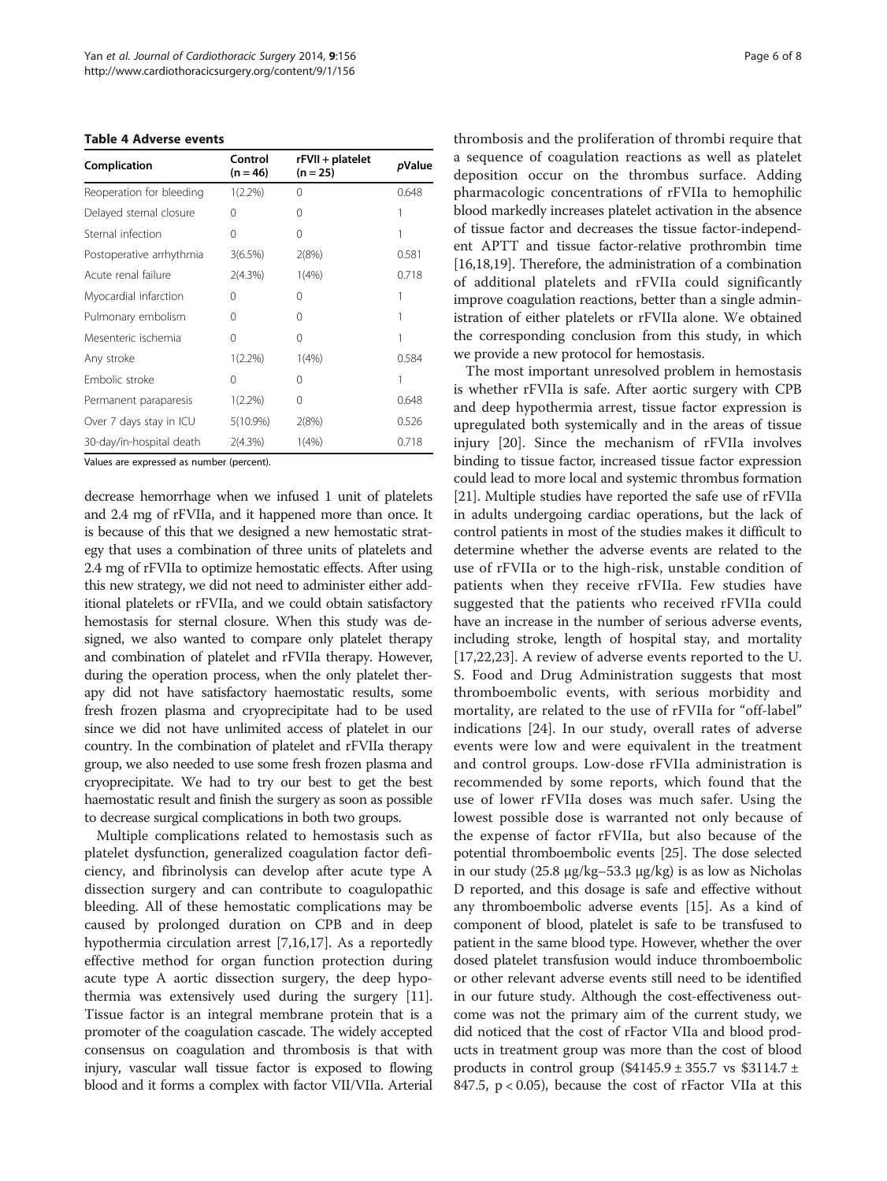**Table 4 Adverse events**

| Complication | Control (n = 46) | rFVII + platelet (n = 25) | *p*Value |
|---|---|---|---|
| Reoperation for bleeding | 1(2.2%) | 0 | 0.648 |
| Delayed sternal closure | 0 | 0 | 1 |
| Sternal infection | 0 | 0 | 1 |
| Postoperative arrhythmia | 3(6.5%) | 2(8%) | 0.581 |
| Acute renal failure | 2(4.3%) | 1(4%) | 0.718 |
| Myocardial infarction | 0 | 0 | 1 |
| Pulmonary embolism | 0 | 0 | 1 |
| Mesenteric ischemia | 0 | 0 | 1 |
| Any stroke | 1(2.2%) | 1(4%) | 0.584 |
| Embolic stroke | 0 | 0 | 1 |
| Permanent paraparesis | 1(2.2%) | 0 | 0.648 |
| Over 7 days stay in ICU | 5(10.9%) | 2(8%) | 0.526 |
| 30-day/in-hospital death | 2(4.3%) | 1(4%) | 0.718 |

Values are expressed as number (percent).

decrease hemorrhage when we infused 1 unit of platelets and 2.4 mg of rFVIIa, and it happened more than once. It is because of this that we designed a new hemostatic strategy that uses a combination of three units of platelets and 2.4 mg of rFVIIa to optimize hemostatic effects. After using this new strategy, we did not need to administer either additional platelets or rFVIIa, and we could obtain satisfactory hemostasis for sternal closure. When this study was designed, we also wanted to compare only platelet therapy and combination of platelet and rFVIIa therapy. However, during the operation process, when the only platelet therapy did not have satisfactory haemostatic results, some fresh frozen plasma and cryoprecipitate had to be used since we did not have unlimited access of platelet in our country. In the combination of platelet and rFVIIa therapy group, we also needed to use some fresh frozen plasma and cryoprecipitate. We had to try our best to get the best haemostatic result and finish the surgery as soon as possible to decrease surgical complications in both two groups.

Multiple complications related to hemostasis such as platelet dysfunction, generalized coagulation factor deficiency, and fibrinolysis can develop after acute type A dissection surgery and can contribute to coagulopathic bleeding. All of these hemostatic complications may be caused by prolonged duration on CPB and in deep hypothermia circulation arrest [7,16,17]. As a reportedly effective method for organ function protection during acute type A aortic dissection surgery, the deep hypothermia was extensively used during the surgery [11]. Tissue factor is an integral membrane protein that is a promoter of the coagulation cascade. The widely accepted consensus on coagulation and thrombosis is that with injury, vascular wall tissue factor is exposed to flowing blood and it forms a complex with factor VII/VIIa. Arterial thrombosis and the proliferation of thrombi require that a sequence of coagulation reactions as well as platelet deposition occur on the thrombus surface. Adding pharmacologic concentrations of rFVIIa to hemophilic blood markedly increases platelet activation in the absence of tissue factor and decreases the tissue factor-independent APTT and tissue factor-relative prothrombin time [16,18,19]. Therefore, the administration of a combination of additional platelets and rFVIIa could significantly improve coagulation reactions, better than a single administration of either platelets or rFVIIa alone. We obtained the corresponding conclusion from this study, in which we provide a new protocol for hemostasis.

The most important unresolved problem in hemostasis is whether rFVIIa is safe. After aortic surgery with CPB and deep hypothermia arrest, tissue factor expression is upregulated both systemically and in the areas of tissue injury [20]. Since the mechanism of rFVIIa involves binding to tissue factor, increased tissue factor expression could lead to more local and systemic thrombus formation [21]. Multiple studies have reported the safe use of rFVIIa in adults undergoing cardiac operations, but the lack of control patients in most of the studies makes it difficult to determine whether the adverse events are related to the use of rFVIIa or to the high-risk, unstable condition of patients when they receive rFVIIa. Few studies have suggested that the patients who received rFVIIa could have an increase in the number of serious adverse events, including stroke, length of hospital stay, and mortality [17,22,23]. A review of adverse events reported to the U. S. Food and Drug Administration suggests that most thromboembolic events, with serious morbidity and mortality, are related to the use of rFVIIa for "off-label" indications [24]. In our study, overall rates of adverse events were low and were equivalent in the treatment and control groups. Low-dose rFVIIa administration is recommended by some reports, which found that the use of lower rFVIIa doses was much safer. Using the lowest possible dose is warranted not only because of the expense of factor rFVIIa, but also because of the potential thromboembolic events [25]. The dose selected in our study (25.8 μg/kg–53.3 μg/kg) is as low as Nicholas D reported, and this dosage is safe and effective without any thromboembolic adverse events [15]. As a kind of component of blood, platelet is safe to be transfused to patient in the same blood type. However, whether the over dosed platelet transfusion would induce thromboembolic or other relevant adverse events still need to be identified in our future study. Although the cost-effectiveness outcome was not the primary aim of the current study, we did noticed that the cost of rFactor VIIa and blood products in treatment group was more than the cost of blood products in control group ($4145.9 ± 355.7 vs $3114.7 ± 847.5, $p < 0.05$), because the cost of rFactor VIIa at this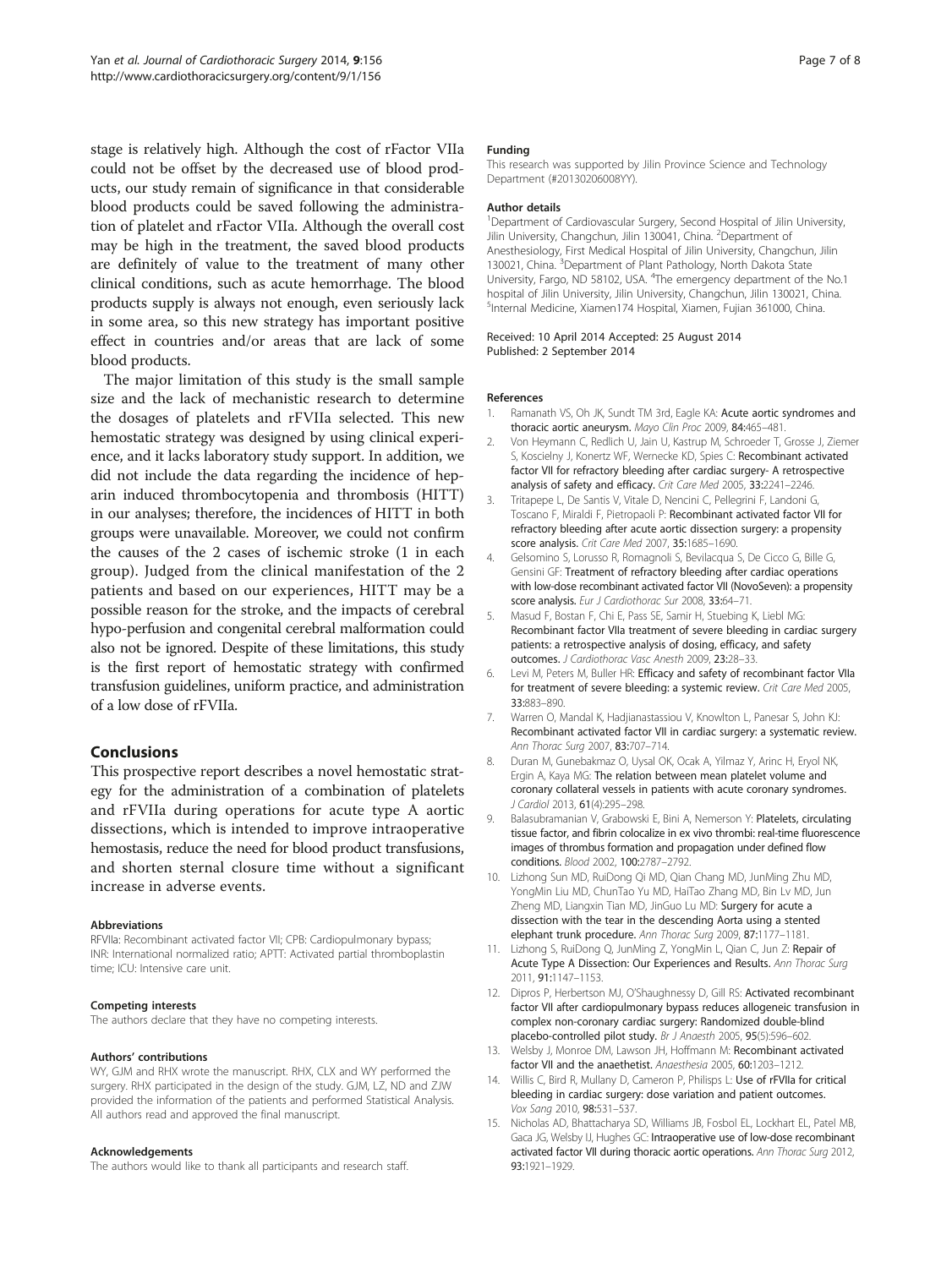stage is relatively high. Although the cost of rFactor VIIa could not be offset by the decreased use of blood products, our study remain of significance in that considerable blood products could be saved following the administration of platelet and rFactor VIIa. Although the overall cost may be high in the treatment, the saved blood products are definitely of value to the treatment of many other clinical conditions, such as acute hemorrhage. The blood products supply is always not enough, even seriously lack in some area, so this new strategy has important positive effect in countries and/or areas that are lack of some blood products.

The major limitation of this study is the small sample size and the lack of mechanistic research to determine the dosages of platelets and rFVIIa selected. This new hemostatic strategy was designed by using clinical experience, and it lacks laboratory study support. In addition, we did not include the data regarding the incidence of heparin induced thrombocytopenia and thrombosis (HITT) in our analyses; therefore, the incidences of HITT in both groups were unavailable. Moreover, we could not confirm the causes of the 2 cases of ischemic stroke (1 in each group). Judged from the clinical manifestation of the 2 patients and based on our experiences, HITT may be a possible reason for the stroke, and the impacts of cerebral hypo-perfusion and congenital cerebral malformation could also not be ignored. Despite of these limitations, this study is the first report of hemostatic strategy with confirmed transfusion guidelines, uniform practice, and administration of a low dose of rFVIIa.

## Conclusions

This prospective report describes a novel hemostatic strategy for the administration of a combination of platelets and rFVIIa during operations for acute type A aortic dissections, which is intended to improve intraoperative hemostasis, reduce the need for blood product transfusions, and shorten sternal closure time without a significant increase in adverse events.

#### Abbreviations

RFVIIa: Recombinant activated factor VII; CPB: Cardiopulmonary bypass; INR: International normalized ratio; APTT: Activated partial thromboplastin time; ICU: Intensive care unit.

#### Competing interests

The authors declare that they have no competing interests.

#### Authors' contributions

WY, GJM and RHX wrote the manuscript. RHX, CLX and WY performed the surgery. RHX participated in the design of the study. GJM, LZ, ND and ZJW provided the information of the patients and performed Statistical Analysis. All authors read and approved the final manuscript.

#### Acknowledgements

The authors would like to thank all participants and research staff.

#### Funding

This research was supported by Jilin Province Science and Technology Department (#20130206008YY).

#### Author details

[1]Department of Cardiovascular Surgery, Second Hospital of Jilin University, Jilin University, Changchun, Jilin 130041, China. [2]Department of Anesthesiology, First Medical Hospital of Jilin University, Changchun, Jilin 130021, China. [3]Department of Plant Pathology, North Dakota State University, Fargo, ND 58102, USA. [4]The emergency department of the No.1 hospital of Jilin University, Jilin University, Changchun, Jilin 130021, China. [5]Internal Medicine, Xiamen174 Hospital, Xiamen, Fujian 361000, China.

Received: 10 April 2014 Accepted: 25 August 2014
Published: 2 September 2014

#### References

1. Ramanath VS, Oh JK, Sundt TM 3rd, Eagle KA: **Acute aortic syndromes and thoracic aortic aneurysm.** *Mayo Clin Proc* 2009, **84:**465–481.
2. Von Heymann C, Redlich U, Jain U, Kastrup M, Schroeder T, Grosse J, Ziemer S, Koscielny J, Konertz WF, Wernecke KD, Spies C: **Recombinant activated factor VII for refractory bleeding after cardiac surgery- A retrospective analysis of safety and efficacy.** *Crit Care Med* 2005, **33:**2241–2246.
3. Tritapepe L, De Santis V, Vitale D, Nencini C, Pellegrini F, Landoni G, Toscano F, Miraldi F, Pietropaoli P: **Recombinant activated factor VII for refractory bleeding after acute aortic dissection surgery: a propensity score analysis.** *Crit Care Med* 2007, **35:**1685–1690.
4. Gelsomino S, Lorusso R, Romagnoli S, Bevilacqua S, De Cicco G, Bille G, Gensini GF: **Treatment of refractory bleeding after cardiac operations with low-dose recombinant activated factor VII (NovoSeven): a propensity score analysis.** *Eur J Cardiothorac Sur* 2008, **33:**64–71.
5. Masud F, Bostan F, Chi E, Pass SE, Samir H, Stuebing K, Liebl MG: **Recombinant factor VIIa treatment of severe bleeding in cardiac surgery patients: a retrospective analysis of dosing, efficacy, and safety outcomes.** *J Cardiothorac Vasc Anesth* 2009, **23:**28–33.
6. Levi M, Peters M, Buller HR: **Efficacy and safety of recombinant factor VIIa for treatment of severe bleeding: a systemic review.** *Crit Care Med* 2005, **33:**883–890.
7. Warren O, Mandal K, Hadjianastassiou V, Knowlton L, Panesar S, John KJ: **Recombinant activated factor VII in cardiac surgery: a systematic review.** *Ann Thorac Surg* 2007, **83:**707–714.
8. Duran M, Gunebakmaz O, Uysal OK, Ocak A, Yilmaz Y, Arinc H, Eryol NK, Ergin A, Kaya MG: **The relation between mean platelet volume and coronary collateral vessels in patients with acute coronary syndromes.** *J Cardiol* 2013, **61**(4):295–298.
9. Balasubramanian V, Grabowski E, Bini A, Nemerson Y: **Platelets, circulating tissue factor, and fibrin colocalize in ex vivo thrombi: real-time fluorescence images of thrombus formation and propagation under defined flow conditions.** *Blood* 2002, **100:**2787–2792.
10. Lizhong Sun MD, RuiDong Qi MD, Qian Chang MD, JunMing Zhu MD, YongMin Liu MD, ChunTao Yu MD, HaiTao Zhang MD, Bin Lv MD, Jun Zheng MD, Liangxin Tian MD, JinGuo Lu MD: **Surgery for acute a dissection with the tear in the descending Aorta using a stented elephant trunk procedure.** *Ann Thorac Surg* 2009, **87:**1177–1181.
11. Lizhong S, RuiDong Q, JunMing Z, YongMin L, Qian C, Jun Z: **Repair of Acute Type A Dissection: Our Experiences and Results.** *Ann Thorac Surg* 2011, **91:**1147–1153.
12. Dipros P, Herbertson MJ, O'Shaughnessy D, Gill RS: **Activated recombinant factor VII after cardiopulmonary bypass reduces allogeneic transfusion in complex non-coronary cardiac surgery: Randomized double-blind placebo-controlled pilot study.** *Br J Anaesth* 2005, **95**(5):596–602.
13. Welsby J, Monroe DM, Lawson JH, Hoffmann M: **Recombinant activated factor VII and the anaethetist.** *Anaesthesia* 2005, **60:**1203–1212.
14. Willis C, Bird R, Mullany D, Cameron P, Philisps L: **Use of rFVIIa for critical bleeding in cardiac surgery: dose variation and patient outcomes.** *Vox Sang* 2010, **98:**531–537.
15. Nicholas AD, Bhattacharya SD, Williams JB, Fosbol EL, Lockhart EL, Patel MB, Gaca JG, Welsby IJ, Hughes GC: **Intraoperative use of low-dose recombinant activated factor VII during thoracic aortic operations.** *Ann Thorac Surg* 2012, **93:**1921–1929.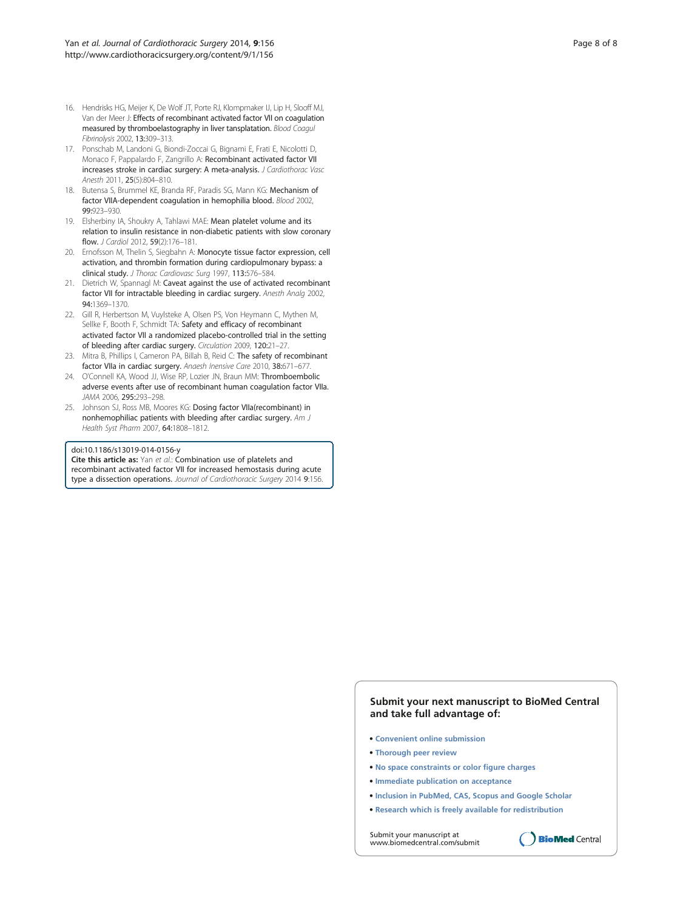16. Hendrisks HG, Meijer K, De Wolf JT, Porte RJ, Klompmaker IJ, Lip H, Slooff MJ, Van der Meer J: **Effects of recombinant activated factor VII on coagulation measured by thromboelastography in liver tansplatation.** *Blood Coagul Fibrinolysis* 2002, **13:**309–313.
17. Ponschab M, Landoni G, Biondi-Zoccai G, Bignami E, Frati E, Nicolotti D, Monaco F, Pappalardo F, Zangrillo A: **Recombinant activated factor VII increases stroke in cardiac surgery: A meta-analysis.** *J Cardiothorac Vasc Anesth* 2011, **25**(5):804–810.
18. Butensa S, Brummel KE, Branda RF, Paradis SG, Mann KG: **Mechanism of factor VIIA-dependent coagulation in hemophilia blood.** *Blood* 2002, **99:**923–930.
19. Elsherbiny IA, Shoukry A, Tahlawi MAE: **Mean platelet volume and its relation to insulin resistance in non-diabetic patients with slow coronary flow.** *J Cardiol* 2012, **59**(2):176–181.
20. Ernofsson M, Thelin S, Siegbahn A: **Monocyte tissue factor expression, cell activation, and thrombin formation during cardiopulmonary bypass: a clinical study.** *J Thorac Cardiovasc Surg* 1997, **113:**576–584.
21. Dietrich W, Spannagl M: **Caveat against the use of activated recombinant factor VII for intractable bleeding in cardiac surgery.** *Anesth Analg* 2002, **94:**1369–1370.
22. Gill R, Herbertson M, Vuylsteke A, Olsen PS, Von Heymann C, Mythen M, Sellke F, Booth F, Schmidt TA: **Safety and efficacy of recombinant activated factor VII a randomized placebo-controlled trial in the setting of bleeding after cardiac surgery.** *Circulation* 2009, **120:**21–27.
23. Mitra B, Phillips I, Cameron PA, Billah B, Reid C: **The safety of recombinant factor VIIa in cardiac surgery.** *Anaesh Inensive Care* 2010, **38:**671–677.
24. O'Connell KA, Wood JJ, Wise RP, Lozier JN, Braun MM: **Thromboembolic adverse events after use of recombinant human coagulation factor VIIa.** *JAMA* 2006, **295:**293–298.
25. Johnson SJ, Ross MB, Moores KG: **Dosing factor VIIa(recombinant) in nonhemophiliac patients with bleeding after cardiac surgery.** *Am J Health Syst Pharm* 2007, **64:**1808–1812.

doi:10.1186/s13019-014-0156-y
**Cite this article as:** Yan *et al.*: Combination use of platelets and recombinant activated factor VII for increased hemostasis during acute type a dissection operations. *Journal of Cardiothoracic Surgery* 2014 **9**:156.

**Submit your next manuscript to BioMed Central and take full advantage of:**

- **Convenient online submission**
- **Thorough peer review**
- **No space constraints or color figure charges**
- **Immediate publication on acceptance**
- **Inclusion in PubMed, CAS, Scopus and Google Scholar**
- **Research which is freely available for redistribution**

Submit your manuscript at
www.biomedcentral.com/submit